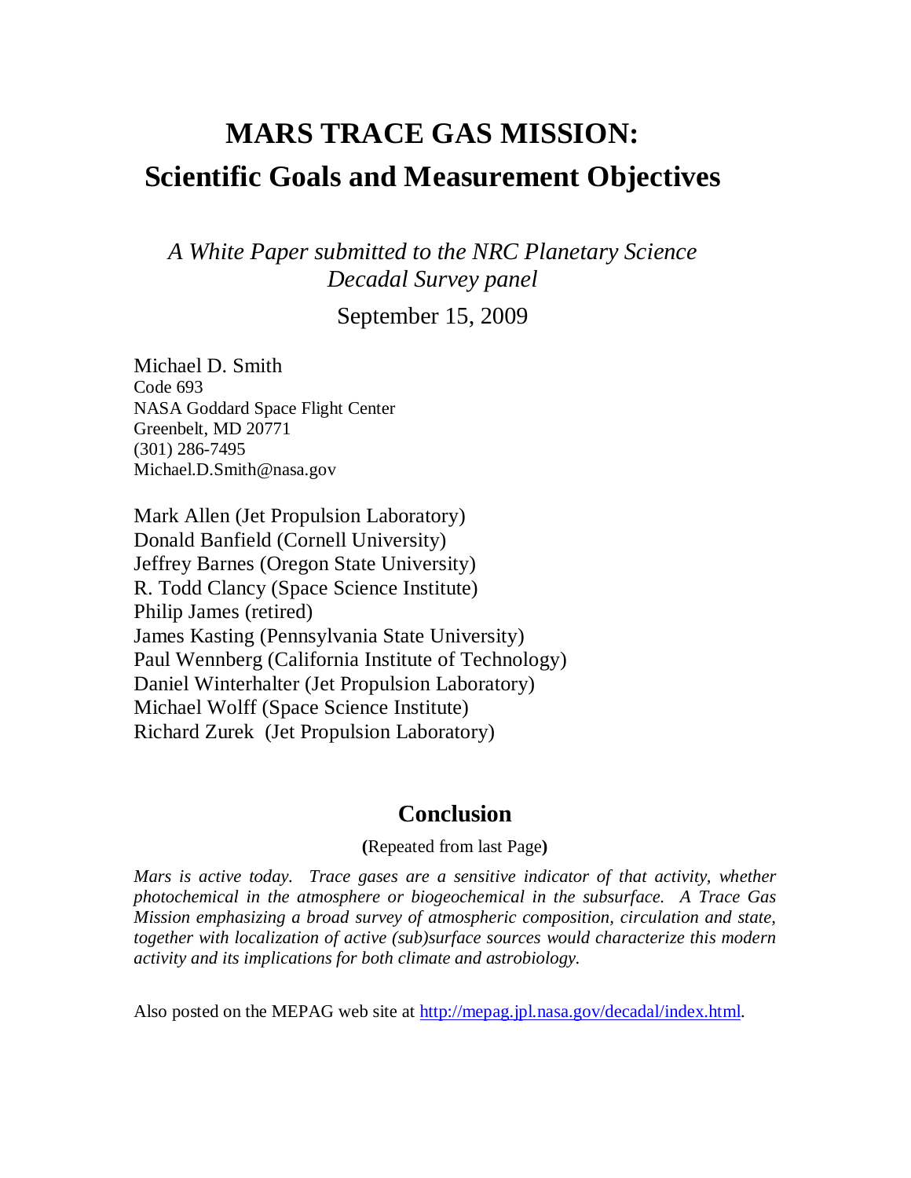# MARS TRACE GAS MISSION:
# Scientific Goals and Measurement Objectives

*A White Paper submitted to the NRC Planetary Science Decadal Survey panel*

September 15, 2009

Michael D. Smith
Code 693
NASA Goddard Space Flight Center
Greenbelt, MD 20771
(301) 286-7495
Michael.D.Smith@nasa.gov

Mark Allen (Jet Propulsion Laboratory)
Donald Banfield (Cornell University)
Jeffrey Barnes (Oregon State University)
R. Todd Clancy (Space Science Institute)
Philip James (retired)
James Kasting (Pennsylvania State University)
Paul Wennberg (California Institute of Technology)
Daniel Winterhalter (Jet Propulsion Laboratory)
Michael Wolff (Space Science Institute)
Richard Zurek (Jet Propulsion Laboratory)

## Conclusion

**(**Repeated from last Page**)**

*Mars is active today. Trace gases are a sensitive indicator of that activity, whether photochemical in the atmosphere or biogeochemical in the subsurface. A Trace Gas Mission emphasizing a broad survey of atmospheric composition, circulation and state, together with localization of active (sub)surface sources would characterize this modern activity and its implications for both climate and astrobiology.*

Also posted on the MEPAG web site at http://mepag.jpl.nasa.gov/decadal/index.html.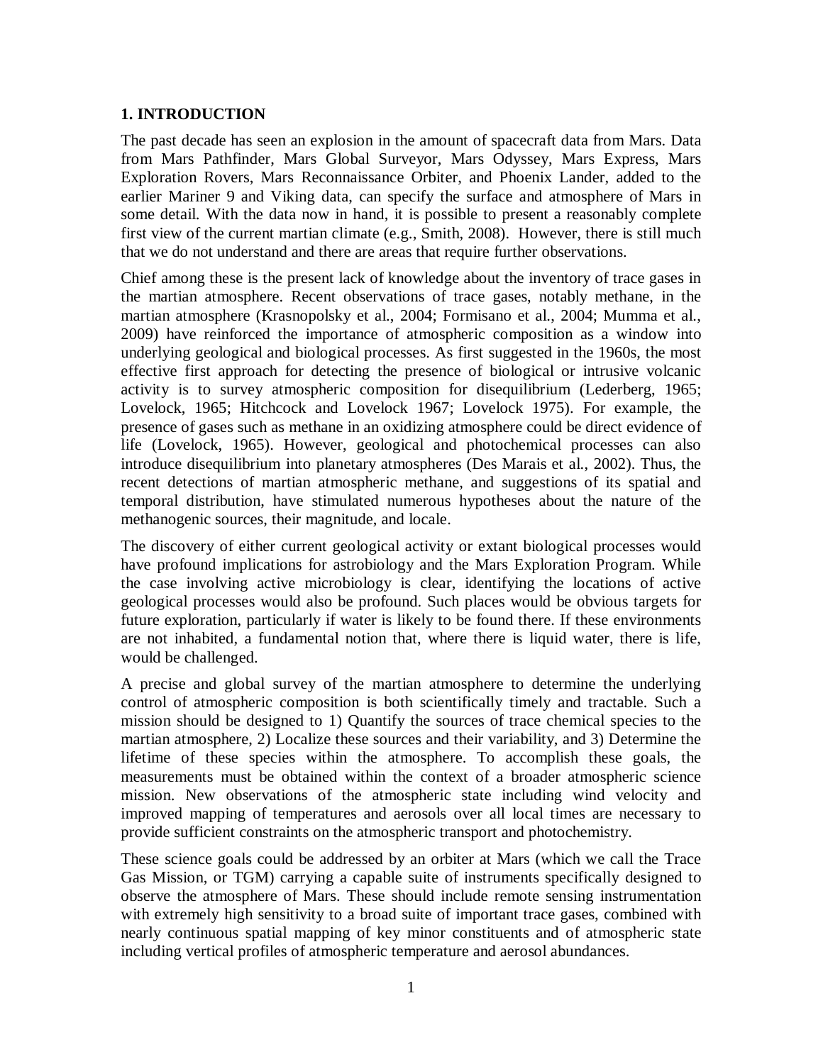## 1. INTRODUCTION

The past decade has seen an explosion in the amount of spacecraft data from Mars. Data from Mars Pathfinder, Mars Global Surveyor, Mars Odyssey, Mars Express, Mars Exploration Rovers, Mars Reconnaissance Orbiter, and Phoenix Lander, added to the earlier Mariner 9 and Viking data, can specify the surface and atmosphere of Mars in some detail. With the data now in hand, it is possible to present a reasonably complete first view of the current martian climate (e.g., Smith, 2008). However, there is still much that we do not understand and there are areas that require further observations.

Chief among these is the present lack of knowledge about the inventory of trace gases in the martian atmosphere. Recent observations of trace gases, notably methane, in the martian atmosphere (Krasnopolsky et al., 2004; Formisano et al., 2004; Mumma et al., 2009) have reinforced the importance of atmospheric composition as a window into underlying geological and biological processes. As first suggested in the 1960s, the most effective first approach for detecting the presence of biological or intrusive volcanic activity is to survey atmospheric composition for disequilibrium (Lederberg, 1965; Lovelock, 1965; Hitchcock and Lovelock 1967; Lovelock 1975). For example, the presence of gases such as methane in an oxidizing atmosphere could be direct evidence of life (Lovelock, 1965). However, geological and photochemical processes can also introduce disequilibrium into planetary atmospheres (Des Marais et al., 2002). Thus, the recent detections of martian atmospheric methane, and suggestions of its spatial and temporal distribution, have stimulated numerous hypotheses about the nature of the methanogenic sources, their magnitude, and locale.

The discovery of either current geological activity or extant biological processes would have profound implications for astrobiology and the Mars Exploration Program. While the case involving active microbiology is clear, identifying the locations of active geological processes would also be profound. Such places would be obvious targets for future exploration, particularly if water is likely to be found there. If these environments are not inhabited, a fundamental notion that, where there is liquid water, there is life, would be challenged.

A precise and global survey of the martian atmosphere to determine the underlying control of atmospheric composition is both scientifically timely and tractable. Such a mission should be designed to 1) Quantify the sources of trace chemical species to the martian atmosphere, 2) Localize these sources and their variability, and 3) Determine the lifetime of these species within the atmosphere. To accomplish these goals, the measurements must be obtained within the context of a broader atmospheric science mission. New observations of the atmospheric state including wind velocity and improved mapping of temperatures and aerosols over all local times are necessary to provide sufficient constraints on the atmospheric transport and photochemistry.

These science goals could be addressed by an orbiter at Mars (which we call the Trace Gas Mission, or TGM) carrying a capable suite of instruments specifically designed to observe the atmosphere of Mars. These should include remote sensing instrumentation with extremely high sensitivity to a broad suite of important trace gases, combined with nearly continuous spatial mapping of key minor constituents and of atmospheric state including vertical profiles of atmospheric temperature and aerosol abundances.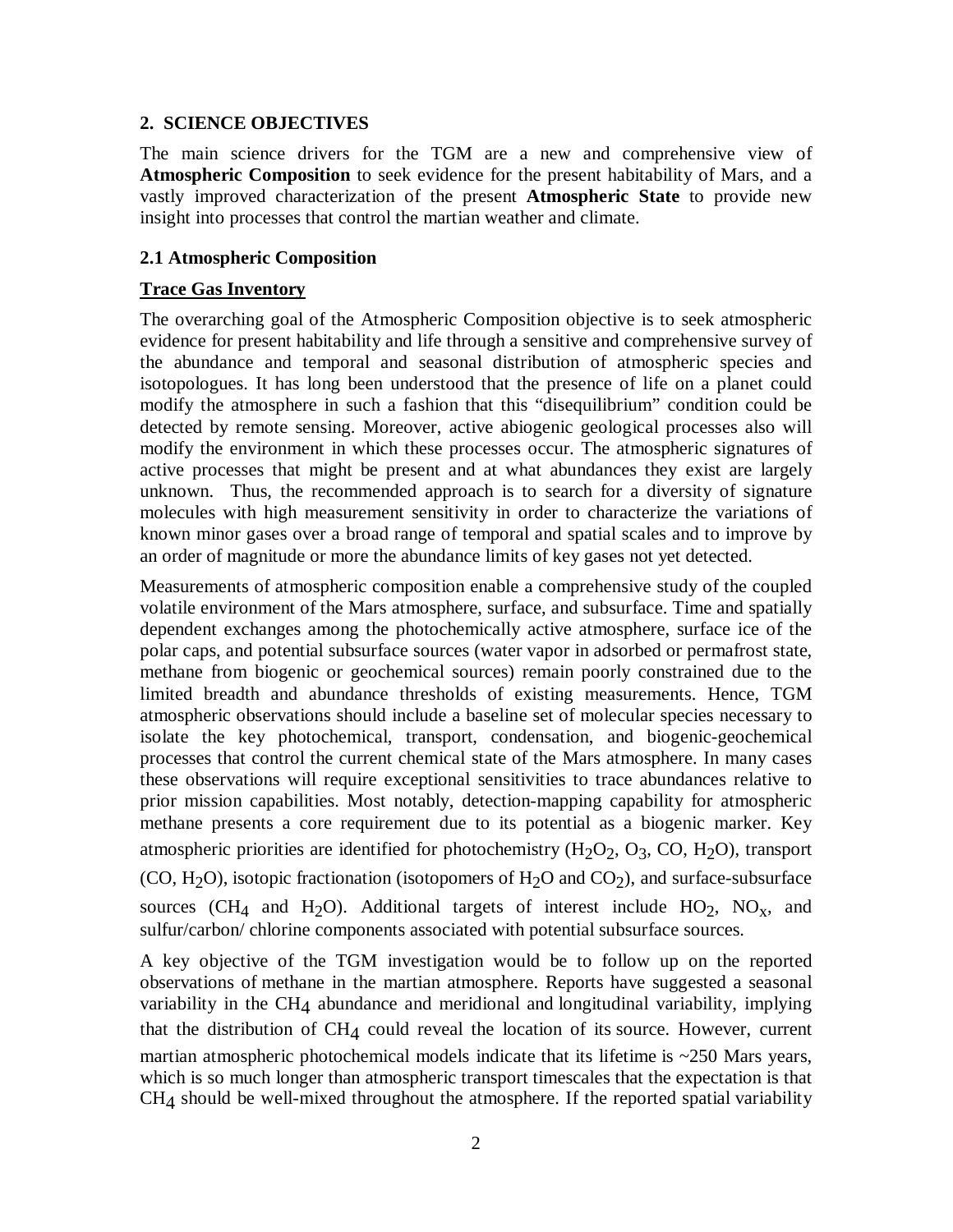## 2. SCIENCE OBJECTIVES

The main science drivers for the TGM are a new and comprehensive view of **Atmospheric Composition** to seek evidence for the present habitability of Mars, and a vastly improved characterization of the present **Atmospheric State** to provide new insight into processes that control the martian weather and climate.

### 2.1 Atmospheric Composition

**Trace Gas Inventory**

The overarching goal of the Atmospheric Composition objective is to seek atmospheric evidence for present habitability and life through a sensitive and comprehensive survey of the abundance and temporal and seasonal distribution of atmospheric species and isotopologues. It has long been understood that the presence of life on a planet could modify the atmosphere in such a fashion that this "disequilibrium" condition could be detected by remote sensing. Moreover, active abiogenic geological processes also will modify the environment in which these processes occur. The atmospheric signatures of active processes that might be present and at what abundances they exist are largely unknown. Thus, the recommended approach is to search for a diversity of signature molecules with high measurement sensitivity in order to characterize the variations of known minor gases over a broad range of temporal and spatial scales and to improve by an order of magnitude or more the abundance limits of key gases not yet detected.

Measurements of atmospheric composition enable a comprehensive study of the coupled volatile environment of the Mars atmosphere, surface, and subsurface. Time and spatially dependent exchanges among the photochemically active atmosphere, surface ice of the polar caps, and potential subsurface sources (water vapor in adsorbed or permafrost state, methane from biogenic or geochemical sources) remain poorly constrained due to the limited breadth and abundance thresholds of existing measurements. Hence, TGM atmospheric observations should include a baseline set of molecular species necessary to isolate the key photochemical, transport, condensation, and biogenic-geochemical processes that control the current chemical state of the Mars atmosphere. In many cases these observations will require exceptional sensitivities to trace abundances relative to prior mission capabilities. Most notably, detection-mapping capability for atmospheric methane presents a core requirement due to its potential as a biogenic marker. Key atmospheric priorities are identified for photochemistry ($H_2O_2$, $O_3$, CO, $H_2O$), transport (CO, $H_2O$), isotopic fractionation (isotopomers of $H_2O$ and $CO_2$), and surface-subsurface sources ($CH_4$ and $H_2O$). Additional targets of interest include $HO_2$, $NO_x$, and sulfur/carbon/ chlorine components associated with potential subsurface sources.

A key objective of the TGM investigation would be to follow up on the reported observations of methane in the martian atmosphere. Reports have suggested a seasonal variability in the $CH_4$ abundance and meridional and longitudinal variability, implying that the distribution of $CH_4$ could reveal the location of its source. However, current martian atmospheric photochemical models indicate that its lifetime is ~250 Mars years, which is so much longer than atmospheric transport timescales that the expectation is that $CH_4$ should be well-mixed throughout the atmosphere. If the reported spatial variability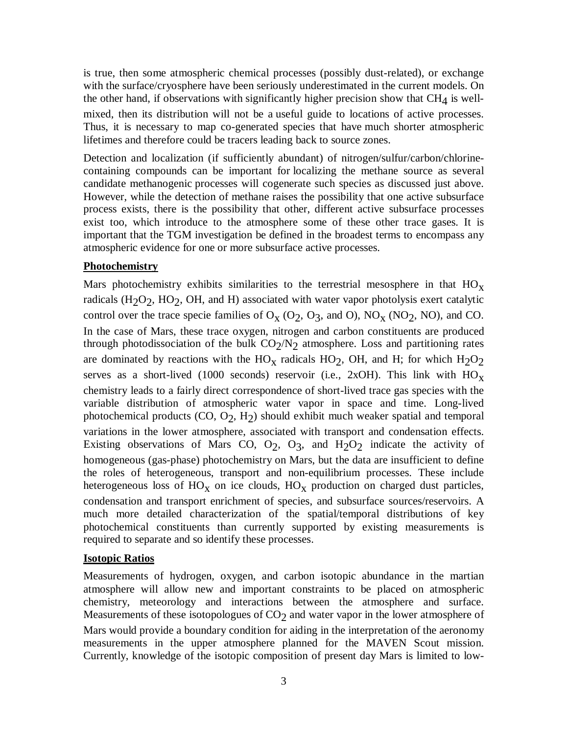is true, then some atmospheric chemical processes (possibly dust-related), or exchange with the surface/cryosphere have been seriously underestimated in the current models. On the other hand, if observations with significantly higher precision show that $CH_4$ is well-mixed, then its distribution will not be a useful guide to locations of active processes. Thus, it is necessary to map co-generated species that have much shorter atmospheric lifetimes and therefore could be tracers leading back to source zones.

Detection and localization (if sufficiently abundant) of nitrogen/sulfur/carbon/chlorine-containing compounds can be important for localizing the methane source as several candidate methanogenic processes will cogenerate such species as discussed just above. However, while the detection of methane raises the possibility that one active subsurface process exists, there is the possibility that other, different active subsurface processes exist too, which introduce to the atmosphere some of these other trace gases. It is important that the TGM investigation be defined in the broadest terms to encompass any atmospheric evidence for one or more subsurface active processes.

**Photochemistry**

Mars photochemistry exhibits similarities to the terrestrial mesosphere in that $HO_x$ radicals ($H_2O_2$, $HO_2$, OH, and H) associated with water vapor photolysis exert catalytic control over the trace specie families of $O_x$ ($O_2$, $O_3$, and O), $NO_x$ ($NO_2$, NO), and CO. In the case of Mars, these trace oxygen, nitrogen and carbon constituents are produced through photodissociation of the bulk $CO_2/N_2$ atmosphere. Loss and partitioning rates are dominated by reactions with the $HO_x$ radicals $HO_2$, OH, and H; for which $H_2O_2$ serves as a short-lived (1000 seconds) reservoir (i.e., 2xOH). This link with $HO_x$ chemistry leads to a fairly direct correspondence of short-lived trace gas species with the variable distribution of atmospheric water vapor in space and time. Long-lived photochemical products (CO, $O_2$, $H_2$) should exhibit much weaker spatial and temporal variations in the lower atmosphere, associated with transport and condensation effects. Existing observations of Mars CO, $O_2$, $O_3$, and $H_2O_2$ indicate the activity of homogeneous (gas-phase) photochemistry on Mars, but the data are insufficient to define the roles of heterogeneous, transport and non-equilibrium processes. These include heterogeneous loss of $HO_x$ on ice clouds, $HO_x$ production on charged dust particles, condensation and transport enrichment of species, and subsurface sources/reservoirs. A much more detailed characterization of the spatial/temporal distributions of key photochemical constituents than currently supported by existing measurements is required to separate and so identify these processes.

**Isotopic Ratios**

Measurements of hydrogen, oxygen, and carbon isotopic abundance in the martian atmosphere will allow new and important constraints to be placed on atmospheric chemistry, meteorology and interactions between the atmosphere and surface. Measurements of these isotopologues of $CO_2$ and water vapor in the lower atmosphere of Mars would provide a boundary condition for aiding in the interpretation of the aeronomy measurements in the upper atmosphere planned for the MAVEN Scout mission. Currently, knowledge of the isotopic composition of present day Mars is limited to low-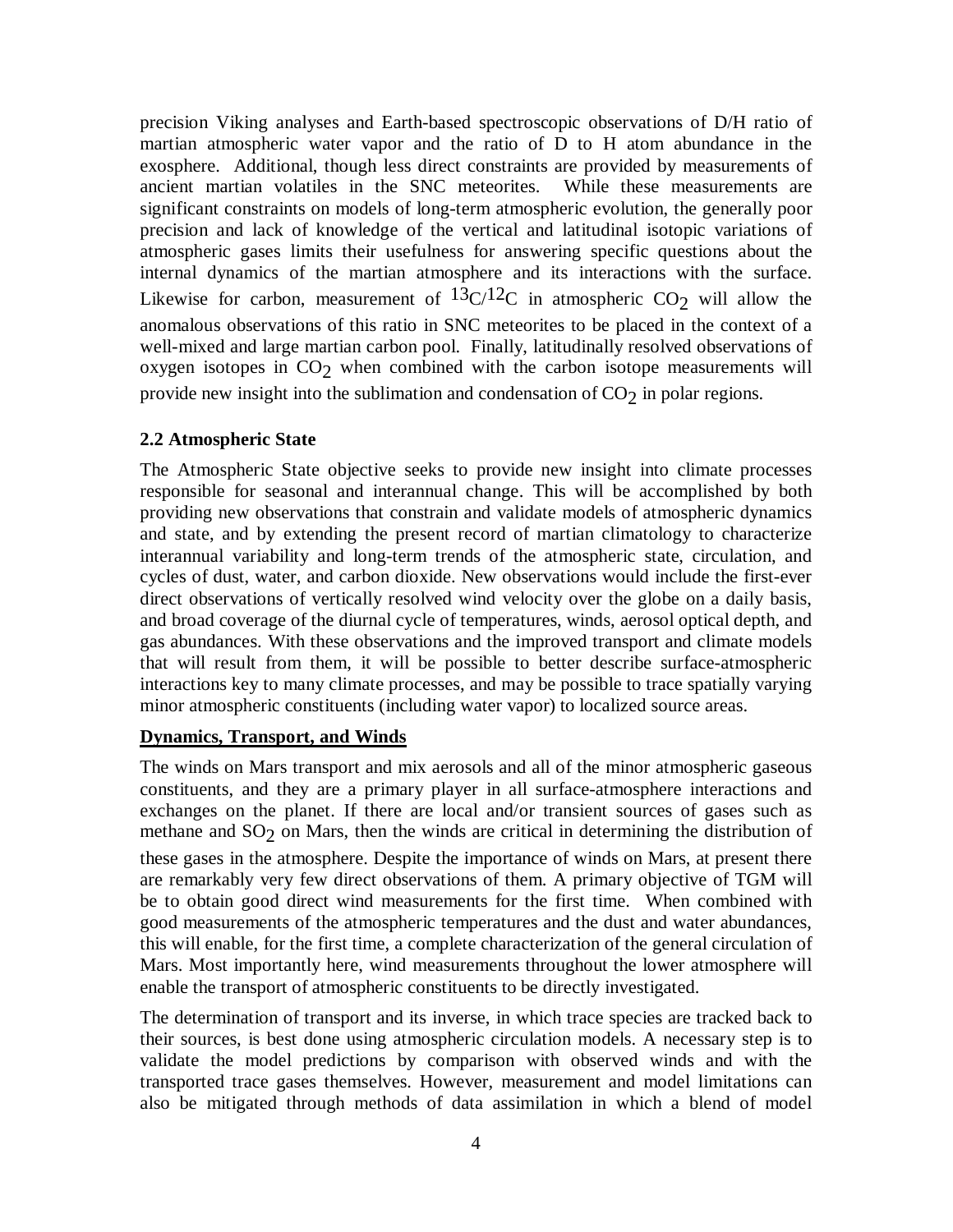precision Viking analyses and Earth-based spectroscopic observations of D/H ratio of martian atmospheric water vapor and the ratio of D to H atom abundance in the exosphere. Additional, though less direct constraints are provided by measurements of ancient martian volatiles in the SNC meteorites. While these measurements are significant constraints on models of long-term atmospheric evolution, the generally poor precision and lack of knowledge of the vertical and latitudinal isotopic variations of atmospheric gases limits their usefulness for answering specific questions about the internal dynamics of the martian atmosphere and its interactions with the surface. Likewise for carbon, measurement of $^{13}C/^{12}C$ in atmospheric $CO_2$ will allow the anomalous observations of this ratio in SNC meteorites to be placed in the context of a well-mixed and large martian carbon pool. Finally, latitudinally resolved observations of oxygen isotopes in $CO_2$ when combined with the carbon isotope measurements will provide new insight into the sublimation and condensation of $CO_2$ in polar regions.

### 2.2 Atmospheric State

The Atmospheric State objective seeks to provide new insight into climate processes responsible for seasonal and interannual change. This will be accomplished by both providing new observations that constrain and validate models of atmospheric dynamics and state, and by extending the present record of martian climatology to characterize interannual variability and long-term trends of the atmospheric state, circulation, and cycles of dust, water, and carbon dioxide. New observations would include the first-ever direct observations of vertically resolved wind velocity over the globe on a daily basis, and broad coverage of the diurnal cycle of temperatures, winds, aerosol optical depth, and gas abundances. With these observations and the improved transport and climate models that will result from them, it will be possible to better describe surface-atmospheric interactions key to many climate processes, and may be possible to trace spatially varying minor atmospheric constituents (including water vapor) to localized source areas.

#### Dynamics, Transport, and Winds

The winds on Mars transport and mix aerosols and all of the minor atmospheric gaseous constituents, and they are a primary player in all surface-atmosphere interactions and exchanges on the planet. If there are local and/or transient sources of gases such as methane and $SO_2$ on Mars, then the winds are critical in determining the distribution of these gases in the atmosphere. Despite the importance of winds on Mars, at present there are remarkably very few direct observations of them. A primary objective of TGM will be to obtain good direct wind measurements for the first time. When combined with good measurements of the atmospheric temperatures and the dust and water abundances, this will enable, for the first time, a complete characterization of the general circulation of Mars. Most importantly here, wind measurements throughout the lower atmosphere will enable the transport of atmospheric constituents to be directly investigated.

The determination of transport and its inverse, in which trace species are tracked back to their sources, is best done using atmospheric circulation models. A necessary step is to validate the model predictions by comparison with observed winds and with the transported trace gases themselves. However, measurement and model limitations can also be mitigated through methods of data assimilation in which a blend of model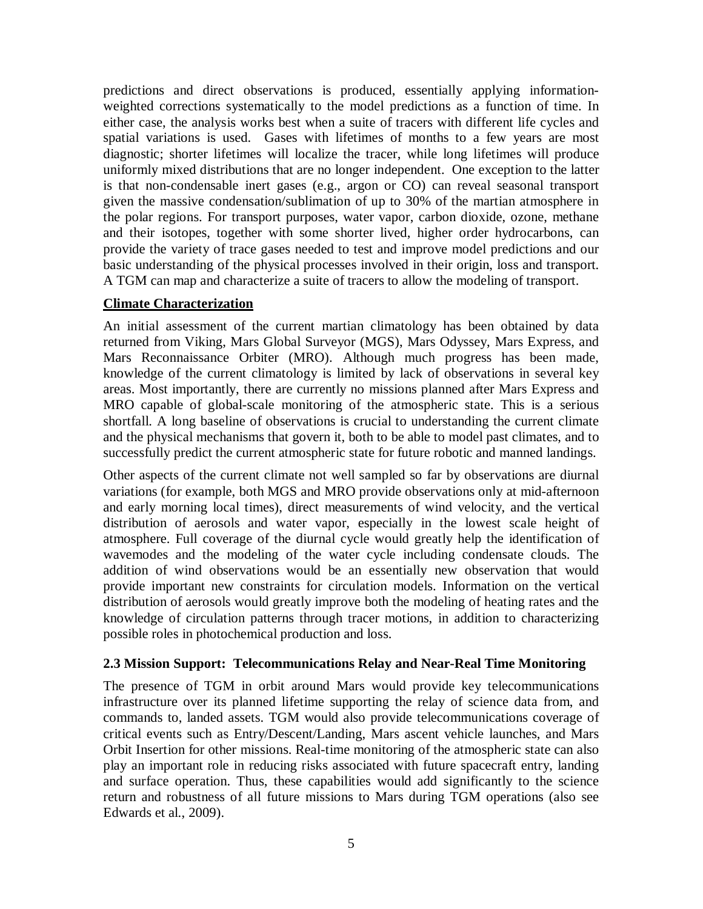predictions and direct observations is produced, essentially applying information-weighted corrections systematically to the model predictions as a function of time. In either case, the analysis works best when a suite of tracers with different life cycles and spatial variations is used. Gases with lifetimes of months to a few years are most diagnostic; shorter lifetimes will localize the tracer, while long lifetimes will produce uniformly mixed distributions that are no longer independent. One exception to the latter is that non-condensable inert gases (e.g., argon or CO) can reveal seasonal transport given the massive condensation/sublimation of up to 30% of the martian atmosphere in the polar regions. For transport purposes, water vapor, carbon dioxide, ozone, methane and their isotopes, together with some shorter lived, higher order hydrocarbons, can provide the variety of trace gases needed to test and improve model predictions and our basic understanding of the physical processes involved in their origin, loss and transport. A TGM can map and characterize a suite of tracers to allow the modeling of transport.

**Climate Characterization**

An initial assessment of the current martian climatology has been obtained by data returned from Viking, Mars Global Surveyor (MGS), Mars Odyssey, Mars Express, and Mars Reconnaissance Orbiter (MRO). Although much progress has been made, knowledge of the current climatology is limited by lack of observations in several key areas. Most importantly, there are currently no missions planned after Mars Express and MRO capable of global-scale monitoring of the atmospheric state. This is a serious shortfall. A long baseline of observations is crucial to understanding the current climate and the physical mechanisms that govern it, both to be able to model past climates, and to successfully predict the current atmospheric state for future robotic and manned landings.

Other aspects of the current climate not well sampled so far by observations are diurnal variations (for example, both MGS and MRO provide observations only at mid-afternoon and early morning local times), direct measurements of wind velocity, and the vertical distribution of aerosols and water vapor, especially in the lowest scale height of atmosphere. Full coverage of the diurnal cycle would greatly help the identification of wavemodes and the modeling of the water cycle including condensate clouds. The addition of wind observations would be an essentially new observation that would provide important new constraints for circulation models. Information on the vertical distribution of aerosols would greatly improve both the modeling of heating rates and the knowledge of circulation patterns through tracer motions, in addition to characterizing possible roles in photochemical production and loss.

### 2.3 Mission Support: Telecommunications Relay and Near-Real Time Monitoring

The presence of TGM in orbit around Mars would provide key telecommunications infrastructure over its planned lifetime supporting the relay of science data from, and commands to, landed assets. TGM would also provide telecommunications coverage of critical events such as Entry/Descent/Landing, Mars ascent vehicle launches, and Mars Orbit Insertion for other missions. Real-time monitoring of the atmospheric state can also play an important role in reducing risks associated with future spacecraft entry, landing and surface operation. Thus, these capabilities would add significantly to the science return and robustness of all future missions to Mars during TGM operations (also see Edwards et al., 2009).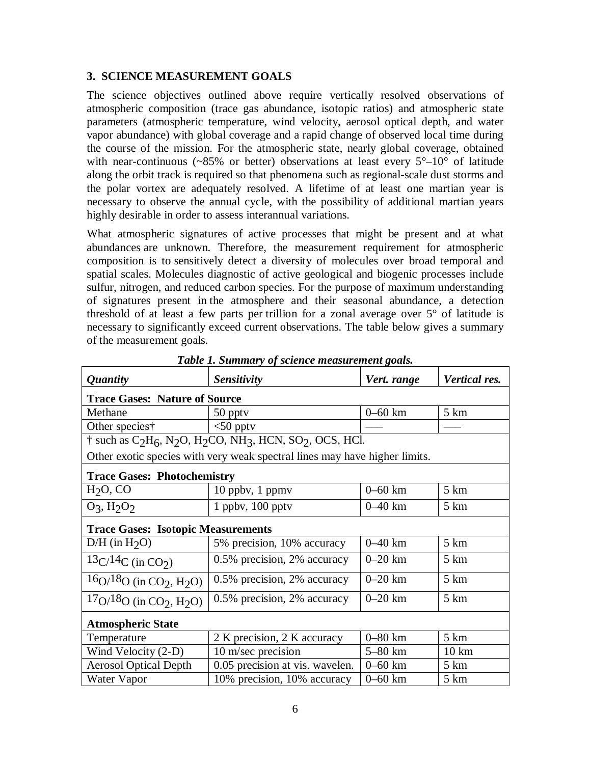## 3. SCIENCE MEASUREMENT GOALS

The science objectives outlined above require vertically resolved observations of atmospheric composition (trace gas abundance, isotopic ratios) and atmospheric state parameters (atmospheric temperature, wind velocity, aerosol optical depth, and water vapor abundance) with global coverage and a rapid change of observed local time during the course of the mission. For the atmospheric state, nearly global coverage, obtained with near-continuous (~85% or better) observations at least every 5°–10° of latitude along the orbit track is required so that phenomena such as regional-scale dust storms and the polar vortex are adequately resolved. A lifetime of at least one martian year is necessary to observe the annual cycle, with the possibility of additional martian years highly desirable in order to assess interannual variations.

What atmospheric signatures of active processes that might be present and at what abundances are unknown. Therefore, the measurement requirement for atmospheric composition is to sensitively detect a diversity of molecules over broad temporal and spatial scales. Molecules diagnostic of active geological and biogenic processes include sulfur, nitrogen, and reduced carbon species. For the purpose of maximum understanding of signatures present in the atmosphere and their seasonal abundance, a detection threshold of at least a few parts per trillion for a zonal average over 5° of latitude is necessary to significantly exceed current observations. The table below gives a summary of the measurement goals.

***Table 1. Summary of science measurement goals.***

| ***Quantity*** | ***Sensitivity*** | ***Vert. range*** | ***Vertical res.*** |
|---|---|---|---|
| **Trace Gases: Nature of Source** | | | |
| Methane | 50 pptv | 0–60 km | 5 km |
| Other species† | <50 pptv | —— | —— |
| † such as $C_2H_6$, $N_2O$, $H_2CO$, $NH_3$, HCN, $SO_2$, OCS, HCl. | | | |
| Other exotic species with very weak spectral lines may have higher limits. | | | |
| **Trace Gases: Photochemistry** | | | |
| $H_2O$, CO | 10 ppbv, 1 ppmv | 0–60 km | 5 km |
| $O_3$, $H_2O_2$ | 1 ppbv, 100 pptv | 0–40 km | 5 km |
| **Trace Gases: Isotopic Measurements** | | | |
| D/H (in $H_2O$) | 5% precision, 10% accuracy | 0–40 km | 5 km |
| $^{13}C/^{14}C$ (in $CO_2$) | 0.5% precision, 2% accuracy | 0–20 km | 5 km |
| $^{16}O/^{18}O$ (in $CO_2$, $H_2O$) | 0.5% precision, 2% accuracy | 0–20 km | 5 km |
| $^{17}O/^{18}O$ (in $CO_2$, $H_2O$) | 0.5% precision, 2% accuracy | 0–20 km | 5 km |
| **Atmospheric State** | | | |
| Temperature | 2 K precision, 2 K accuracy | 0–80 km | 5 km |
| Wind Velocity (2-D) | 10 m/sec precision | 5–80 km | 10 km |
| Aerosol Optical Depth | 0.05 precision at vis. wavelen. | 0–60 km | 5 km |
| Water Vapor | 10% precision, 10% accuracy | 0–60 km | 5 km |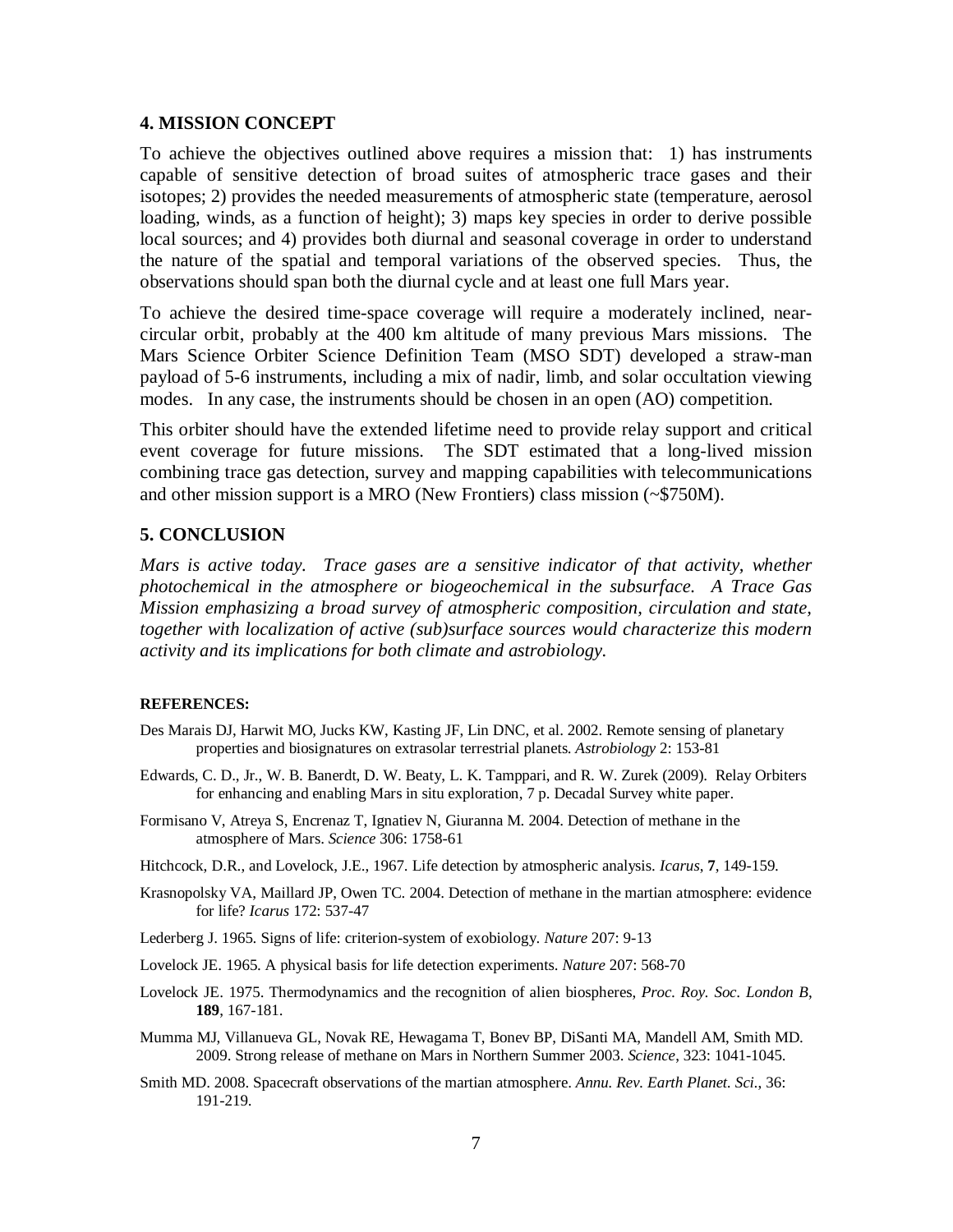## 4. MISSION CONCEPT

To achieve the objectives outlined above requires a mission that: 1) has instruments capable of sensitive detection of broad suites of atmospheric trace gases and their isotopes; 2) provides the needed measurements of atmospheric state (temperature, aerosol loading, winds, as a function of height); 3) maps key species in order to derive possible local sources; and 4) provides both diurnal and seasonal coverage in order to understand the nature of the spatial and temporal variations of the observed species. Thus, the observations should span both the diurnal cycle and at least one full Mars year.

To achieve the desired time-space coverage will require a moderately inclined, near-circular orbit, probably at the 400 km altitude of many previous Mars missions. The Mars Science Orbiter Science Definition Team (MSO SDT) developed a straw-man payload of 5-6 instruments, including a mix of nadir, limb, and solar occultation viewing modes. In any case, the instruments should be chosen in an open (AO) competition.

This orbiter should have the extended lifetime need to provide relay support and critical event coverage for future missions. The SDT estimated that a long-lived mission combining trace gas detection, survey and mapping capabilities with telecommunications and other mission support is a MRO (New Frontiers) class mission (~$750M).

## 5. CONCLUSION

*Mars is active today. Trace gases are a sensitive indicator of that activity, whether photochemical in the atmosphere or biogeochemical in the subsurface. A Trace Gas Mission emphasizing a broad survey of atmospheric composition, circulation and state, together with localization of active (sub)surface sources would characterize this modern activity and its implications for both climate and astrobiology.*

### REFERENCES:

Des Marais DJ, Harwit MO, Jucks KW, Kasting JF, Lin DNC, et al. 2002. Remote sensing of planetary properties and biosignatures on extrasolar terrestrial planets. *Astrobiology* 2: 153-81

Edwards, C. D., Jr., W. B. Banerdt, D. W. Beaty, L. K. Tamppari, and R. W. Zurek (2009). Relay Orbiters for enhancing and enabling Mars in situ exploration, 7 p. Decadal Survey white paper.

Formisano V, Atreya S, Encrenaz T, Ignatiev N, Giuranna M. 2004. Detection of methane in the atmosphere of Mars. *Science* 306: 1758-61

Hitchcock, D.R., and Lovelock, J.E., 1967. Life detection by atmospheric analysis. *Icarus*, **7**, 149-159.

Krasnopolsky VA, Maillard JP, Owen TC. 2004. Detection of methane in the martian atmosphere: evidence for life? *Icarus* 172: 537-47

Lederberg J. 1965. Signs of life: criterion-system of exobiology. *Nature* 207: 9-13

Lovelock JE. 1965. A physical basis for life detection experiments. *Nature* 207: 568-70

Lovelock JE. 1975. Thermodynamics and the recognition of alien biospheres, *Proc. Roy. Soc. London B*, **189**, 167-181.

Mumma MJ, Villanueva GL, Novak RE, Hewagama T, Bonev BP, DiSanti MA, Mandell AM, Smith MD. 2009. Strong release of methane on Mars in Northern Summer 2003. *Science*, 323: 1041-1045.

Smith MD. 2008. Spacecraft observations of the martian atmosphere. *Annu. Rev. Earth Planet. Sci.*, 36: 191-219.